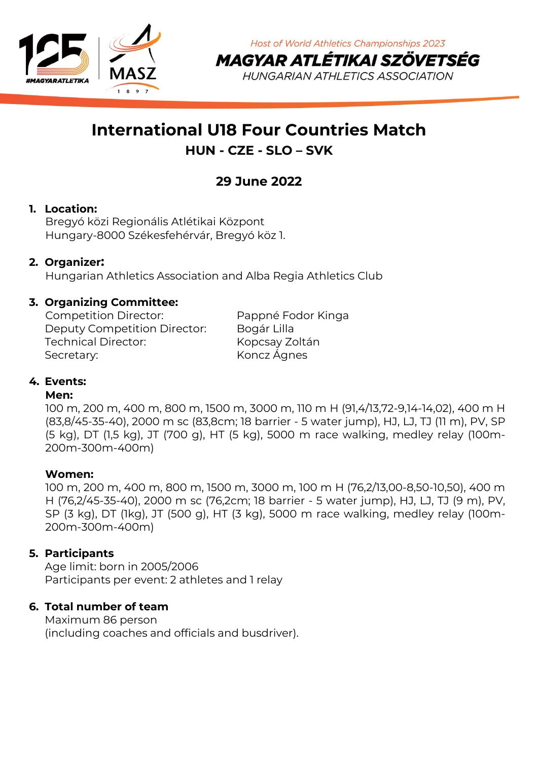*Host of World Athletics Championships 2023*

**MAGYAR ATLÉTIKAI SZÖVETSÉG**

*HUNGARIAN ATHLETICS ASSOCIATION*

# International U18 Four Countries Match

## HUN - CZE - SLO – SVK

## 29 June 2022

1. **Location:**
   Bregyó közi Regionális Atlétikai Központ
   Hungary-8000 Székesfehérvár, Bregyó köz 1.

2. **Organizer:**
   Hungarian Athletics Association and Alba Regia Athletics Club

3. **Organizing Committee:**

   | | |
   |---|---|
   | Competition Director: | Pappné Fodor Kinga |
   | Deputy Competition Director: | Bogár Lilla |
   | Technical Director: | Kopcsay Zoltán |
   | Secretary: | Koncz Ágnes |

4. **Events:**

   **Men:**
   100 m, 200 m, 400 m, 800 m, 1500 m, 3000 m, 110 m H (91,4/13,72-9,14-14,02), 400 m H (83,8/45-35-40), 2000 m sc (83,8cm; 18 barrier - 5 water jump), HJ, LJ, TJ (11 m), PV, SP (5 kg), DT (1,5 kg), JT (700 g), HT (5 kg), 5000 m race walking, medley relay (100m-200m-300m-400m)

   **Women:**
   100 m, 200 m, 400 m, 800 m, 1500 m, 3000 m, 100 m H (76,2/13,00-8,50-10,50), 400 m H (76,2/45-35-40), 2000 m sc (76,2cm; 18 barrier - 5 water jump), HJ, LJ, TJ (9 m), PV, SP (3 kg), DT (1kg), JT (500 g), HT (3 kg), 5000 m race walking, medley relay (100m-200m-300m-400m)

5. **Participants**
   Age limit: born in 2005/2006
   Participants per event: 2 athletes and 1 relay

6. **Total number of team**
   Maximum 86 person
   (including coaches and officials and busdriver).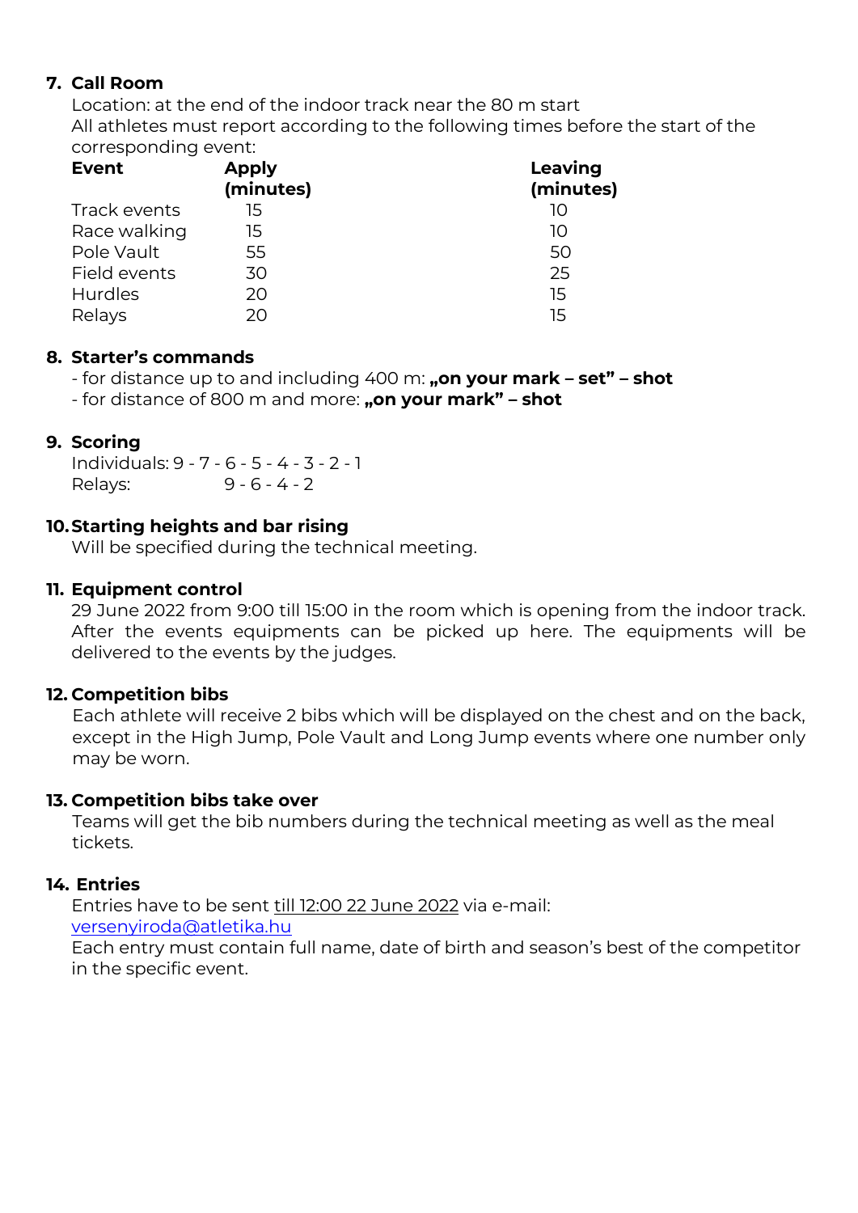## 7. Call Room

Location: at the end of the indoor track near the 80 m start

All athletes must report according to the following times before the start of the corresponding event:

| Event | Apply (minutes) | Leaving (minutes) |
|---|---|---|
| Track events | 15 | 10 |
| Race walking | 15 | 10 |
| Pole Vault | 55 | 50 |
| Field events | 30 | 25 |
| Hurdles | 20 | 15 |
| Relays | 20 | 15 |

## 8. Starter's commands

- for distance up to and including 400 m: **„on your mark – set" – shot**
- for distance of 800 m and more: **„on your mark" – shot**

## 9. Scoring

Individuals: 9 - 7 - 6 - 5 - 4 - 3 - 2 - 1
Relays: 9 - 6 - 4 - 2

## 10. Starting heights and bar rising

Will be specified during the technical meeting.

## 11. Equipment control

29 June 2022 from 9:00 till 15:00 in the room which is opening from the indoor track. After the events equipments can be picked up here. The equipments will be delivered to the events by the judges.

## 12. Competition bibs

Each athlete will receive 2 bibs which will be displayed on the chest and on the back, except in the High Jump, Pole Vault and Long Jump events where one number only may be worn.

## 13. Competition bibs take over

Teams will get the bib numbers during the technical meeting as well as the meal tickets.

## 14. Entries

Entries have to be sent till 12:00 22 June 2022 via e-mail:
versenyiroda@atletika.hu

Each entry must contain full name, date of birth and season's best of the competitor in the specific event.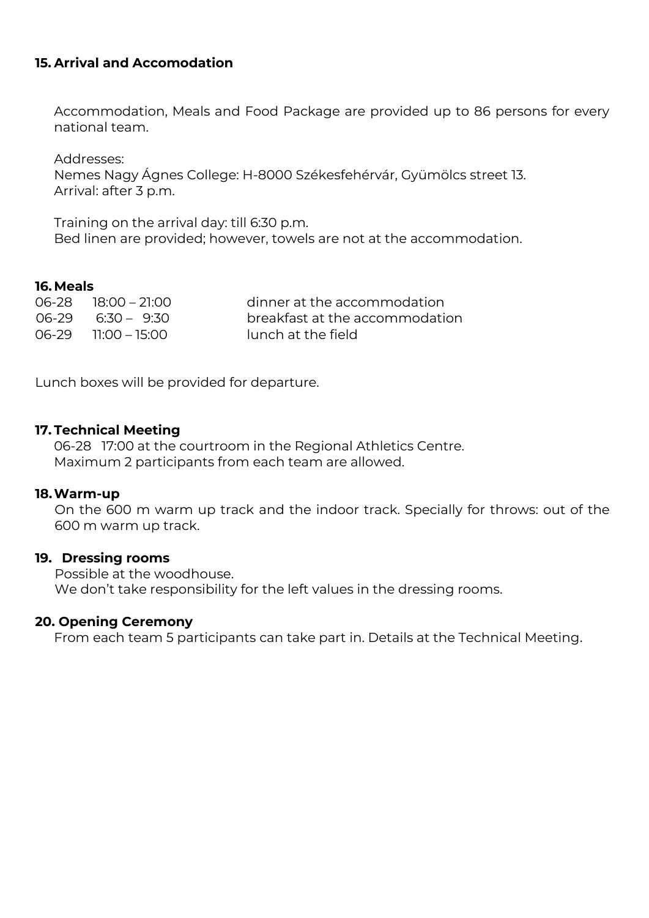## 15. Arrival and Accomodation

Accommodation, Meals and Food Package are provided up to 86 persons for every national team.

Addresses:
Nemes Nagy Ágnes College: H-8000 Székesfehérvár, Gyümölcs street 13.
Arrival: after 3 p.m.

Training on the arrival day: till 6:30 p.m.
Bed linen are provided; however, towels are not at the accommodation.

## 16. Meals

| | | |
|---|---|---|
| 06-28 | 18:00 – 21:00 | dinner at the accommodation |
| 06-29 | 6:30 – 9:30 | breakfast at the accommodation |
| 06-29 | 11:00 – 15:00 | lunch at the field |

Lunch boxes will be provided for departure.

## 17. Technical Meeting

06-28 17:00 at the courtroom in the Regional Athletics Centre.
Maximum 2 participants from each team are allowed.

## 18. Warm-up

On the 600 m warm up track and the indoor track. Specially for throws: out of the 600 m warm up track.

## 19. Dressing rooms

Possible at the woodhouse.
We don't take responsibility for the left values in the dressing rooms.

## 20. Opening Ceremony

From each team 5 participants can take part in. Details at the Technical Meeting.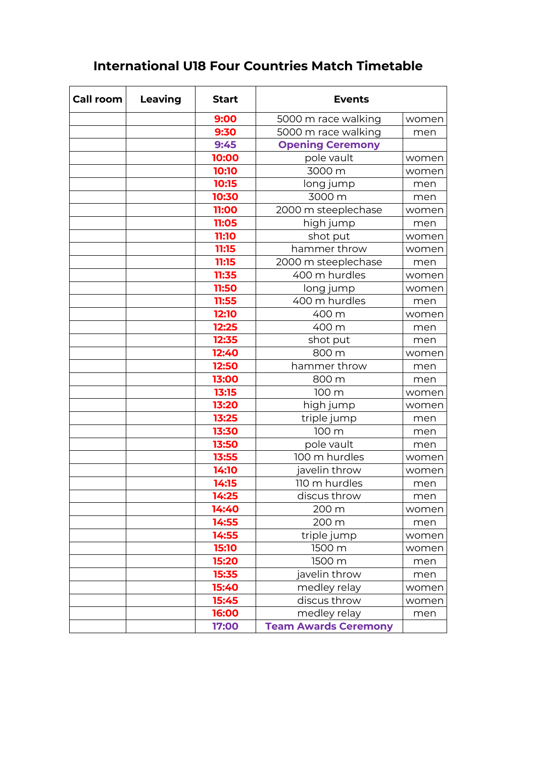# International U18 Four Countries Match Timetable

| Call room | Leaving | Start | Events | |
|---|---|---|---|---|
| | | 9:00 | 5000 m race walking | women |
| | | 9:30 | 5000 m race walking | men |
| | | 9:45 | **Opening Ceremony** | |
| | | 10:00 | pole vault | women |
| | | 10:10 | 3000 m | women |
| | | 10:15 | long jump | men |
| | | 10:30 | 3000 m | men |
| | | 11:00 | 2000 m steeplechase | women |
| | | 11:05 | high jump | men |
| | | 11:10 | shot put | women |
| | | 11:15 | hammer throw | women |
| | | 11:15 | 2000 m steeplechase | men |
| | | 11:35 | 400 m hurdles | women |
| | | 11:50 | long jump | women |
| | | 11:55 | 400 m hurdles | men |
| | | 12:10 | 400 m | women |
| | | 12:25 | 400 m | men |
| | | 12:35 | shot put | men |
| | | 12:40 | 800 m | women |
| | | 12:50 | hammer throw | men |
| | | 13:00 | 800 m | men |
| | | 13:15 | 100 m | women |
| | | 13:20 | high jump | women |
| | | 13:25 | triple jump | men |
| | | 13:30 | 100 m | men |
| | | 13:50 | pole vault | men |
| | | 13:55 | 100 m hurdles | women |
| | | 14:10 | javelin throw | women |
| | | 14:15 | 110 m hurdles | men |
| | | 14:25 | discus throw | men |
| | | 14:40 | 200 m | women |
| | | 14:55 | 200 m | men |
| | | 14:55 | triple jump | women |
| | | 15:10 | 1500 m | women |
| | | 15:20 | 1500 m | men |
| | | 15:35 | javelin throw | men |
| | | 15:40 | medley relay | women |
| | | 15:45 | discus throw | women |
| | | 16:00 | medley relay | men |
| | | 17:00 | **Team Awards Ceremony** | |